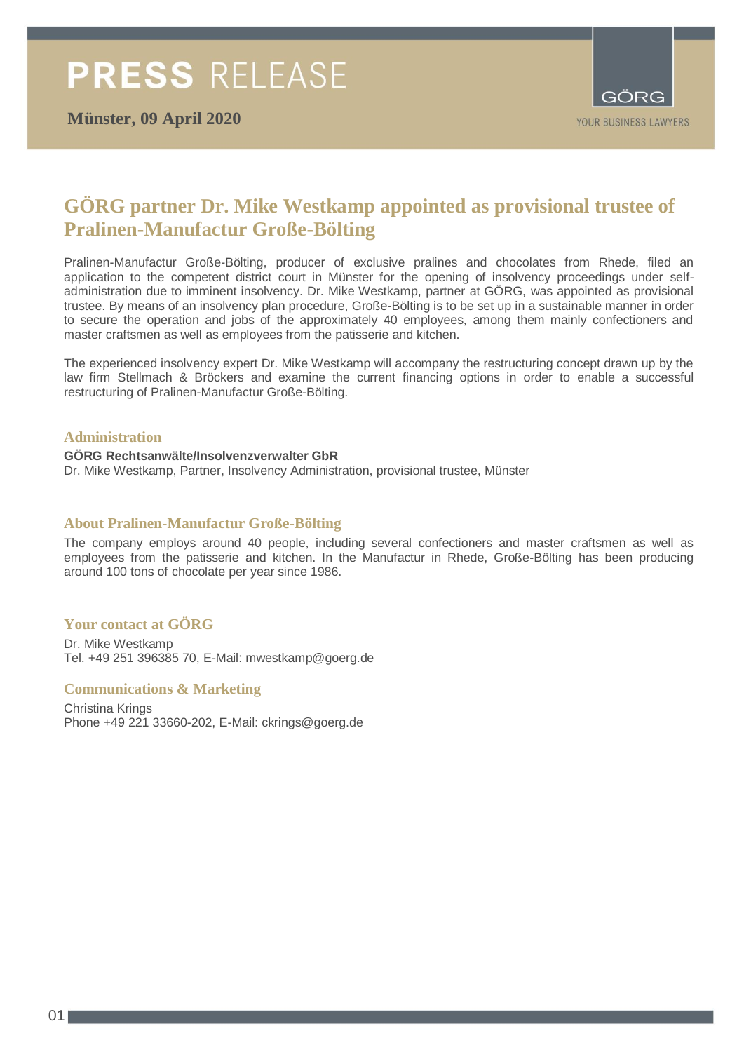# PRESS RELEASE

**Münster, 09 April 2020**

GÖRG

YOUR BUSINESS LAWYERS

## GÖRG partner Dr. Mike Westkamp appointed as provisional trustee of Pralinen-Manufactur Große-Bölting

Pralinen-Manufactur Große-Bölting, producer of exclusive pralines and chocolates from Rhede, filed an application to the competent district court in Münster for the opening of insolvency proceedings under self-administration due to imminent insolvency. Dr. Mike Westkamp, partner at GÖRG, was appointed as provisional trustee. By means of an insolvency plan procedure, Große-Bölting is to be set up in a sustainable manner in order to secure the operation and jobs of the approximately 40 employees, among them mainly confectioners and master craftsmen as well as employees from the patisserie and kitchen.

The experienced insolvency expert Dr. Mike Westkamp will accompany the restructuring concept drawn up by the law firm Stellmach & Bröckers and examine the current financing options in order to enable a successful restructuring of Pralinen-Manufactur Große-Bölting.

### Administration

**GÖRG Rechtsanwälte/Insolvenzverwalter GbR**
Dr. Mike Westkamp, Partner, Insolvency Administration, provisional trustee, Münster

### About Pralinen-Manufactur Große-Bölting

The company employs around 40 people, including several confectioners and master craftsmen as well as employees from the patisserie and kitchen. In the Manufactur in Rhede, Große-Bölting has been producing around 100 tons of chocolate per year since 1986.

### Your contact at GÖRG

Dr. Mike Westkamp
Tel. +49 251 396385 70, E-Mail: mwestkamp@goerg.de

### Communications & Marketing

Christina Krings
Phone +49 221 33660-202, E-Mail: ckrings@goerg.de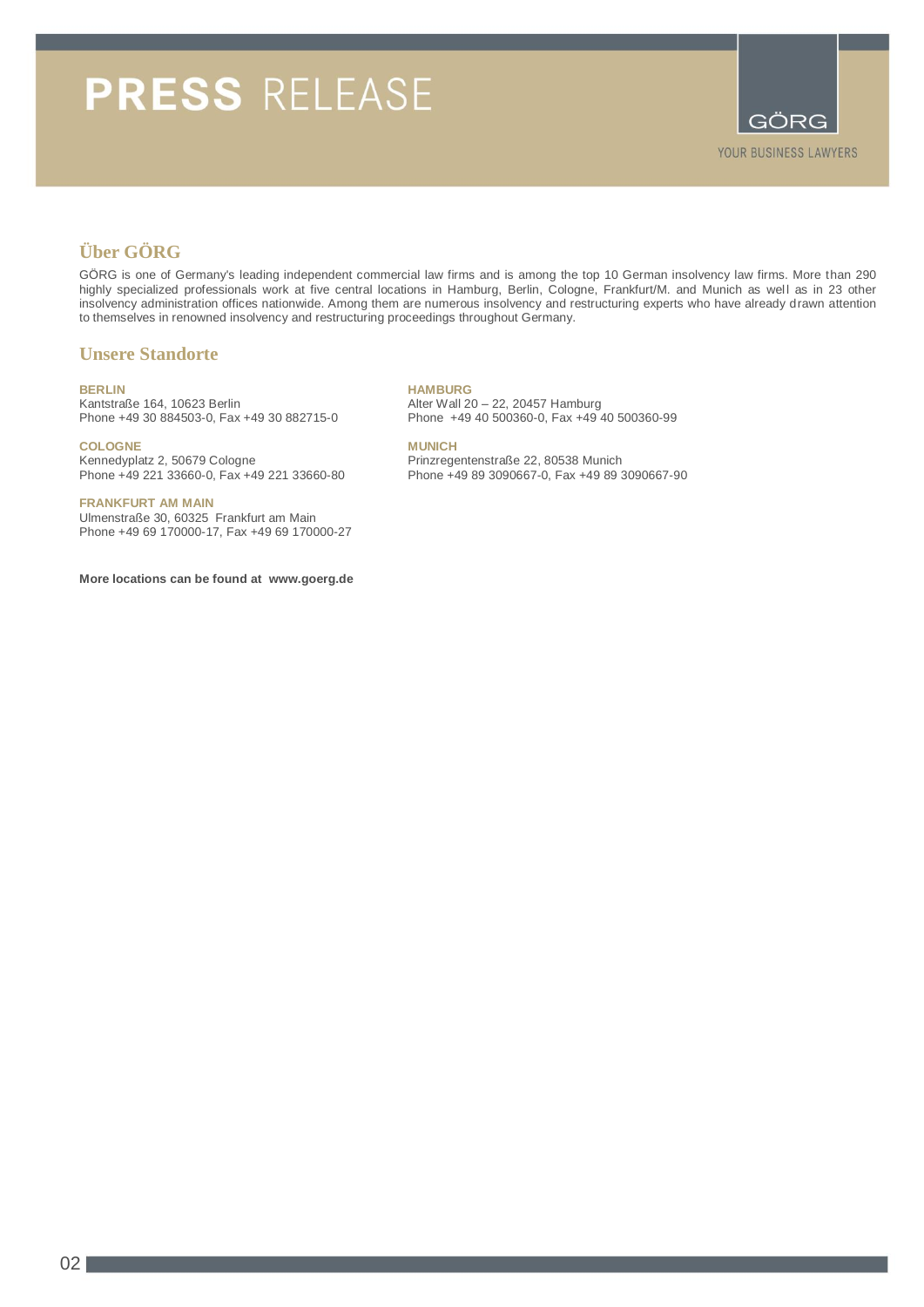## Über GÖRG

GÖRG is one of Germany's leading independent commercial law firms and is among the top 10 German insolvency law firms. More than 290 highly specialized professionals work at five central locations in Hamburg, Berlin, Cologne, Frankfurt/M. and Munich as well as in 23 other insolvency administration offices nationwide. Among them are numerous insolvency and restructuring experts who have already drawn attention to themselves in renowned insolvency and restructuring proceedings throughout Germany.

## Unsere Standorte

**BERLIN**
Kantstraße 164, 10623 Berlin
Phone +49 30 884503-0, Fax +49 30 882715-0

**COLOGNE**
Kennedyplatz 2, 50679 Cologne
Phone +49 221 33660-0, Fax +49 221 33660-80

**FRANKFURT AM MAIN**
Ulmenstraße 30, 60325 Frankfurt am Main
Phone +49 69 170000-17, Fax +49 69 170000-27

**HAMBURG**
Alter Wall 20 – 22, 20457 Hamburg
Phone +49 40 500360-0, Fax +49 40 500360-99

**MUNICH**
Prinzregentenstraße 22, 80538 Munich
Phone +49 89 3090667-0, Fax +49 89 3090667-90

**More locations can be found at www.goerg.de**